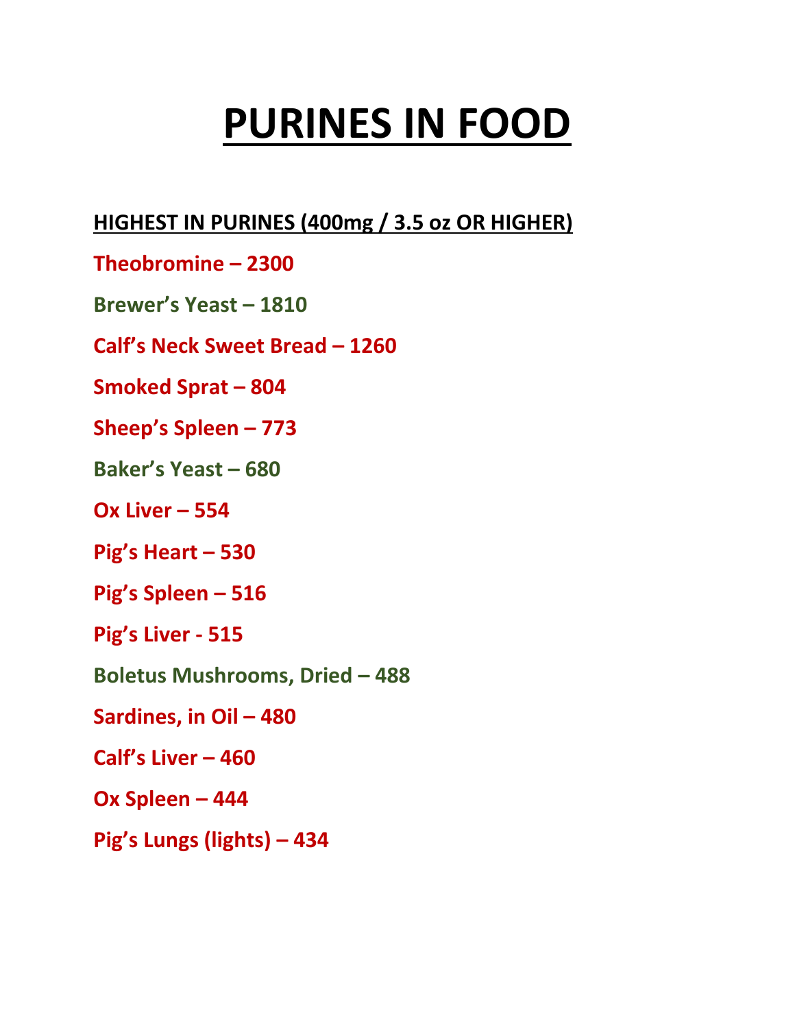# PURINES IN FOOD

**HIGHEST IN PURINES (400mg / 3.5 oz OR HIGHER)**

**Theobromine – 2300**

**Brewer's Yeast – 1810**

**Calf's Neck Sweet Bread – 1260**

**Smoked Sprat – 804**

**Sheep's Spleen – 773**

**Baker's Yeast – 680**

**Ox Liver – 554**

**Pig's Heart – 530**

**Pig's Spleen – 516**

**Pig's Liver - 515**

**Boletus Mushrooms, Dried – 488**

**Sardines, in Oil – 480**

**Calf's Liver – 460**

**Ox Spleen – 444**

**Pig's Lungs (lights) – 434**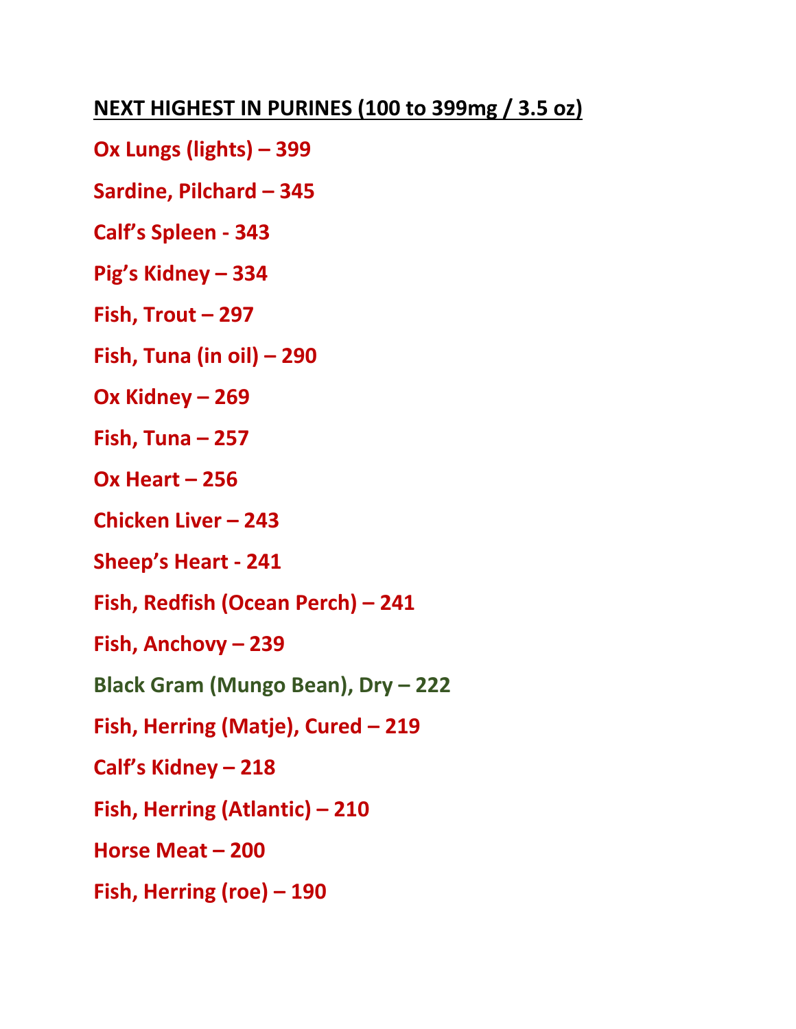**NEXT HIGHEST IN PURINES (100 to 399mg / 3.5 oz)**

**Ox Lungs (lights) – 399**

**Sardine, Pilchard – 345**

**Calf's Spleen - 343**

**Pig's Kidney – 334**

**Fish, Trout – 297**

**Fish, Tuna (in oil) – 290**

**Ox Kidney – 269**

**Fish, Tuna – 257**

**Ox Heart – 256**

**Chicken Liver – 243**

**Sheep's Heart - 241**

**Fish, Redfish (Ocean Perch) – 241**

**Fish, Anchovy – 239**

**Black Gram (Mungo Bean), Dry – 222**

**Fish, Herring (Matje), Cured – 219**

**Calf's Kidney – 218**

**Fish, Herring (Atlantic) – 210**

**Horse Meat – 200**

**Fish, Herring (roe) – 190**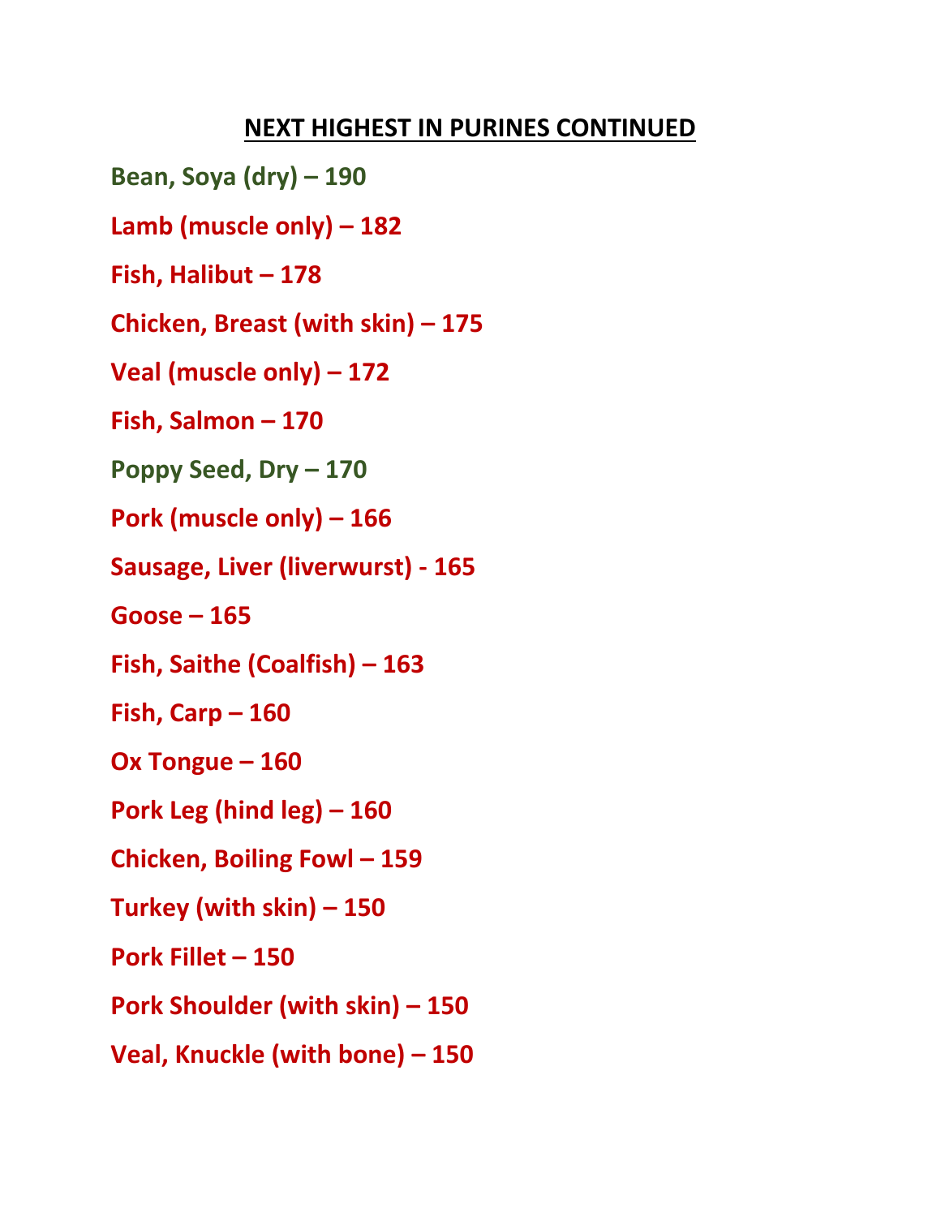## NEXT HIGHEST IN PURINES CONTINUED

**Bean, Soya (dry) – 190**

**Lamb (muscle only) – 182**

**Fish, Halibut – 178**

**Chicken, Breast (with skin) – 175**

**Veal (muscle only) – 172**

**Fish, Salmon – 170**

**Poppy Seed, Dry – 170**

**Pork (muscle only) – 166**

**Sausage, Liver (liverwurst) - 165**

**Goose – 165**

**Fish, Saithe (Coalfish) – 163**

**Fish, Carp – 160**

**Ox Tongue – 160**

**Pork Leg (hind leg) – 160**

**Chicken, Boiling Fowl – 159**

**Turkey (with skin) – 150**

**Pork Fillet – 150**

**Pork Shoulder (with skin) – 150**

**Veal, Knuckle (with bone) – 150**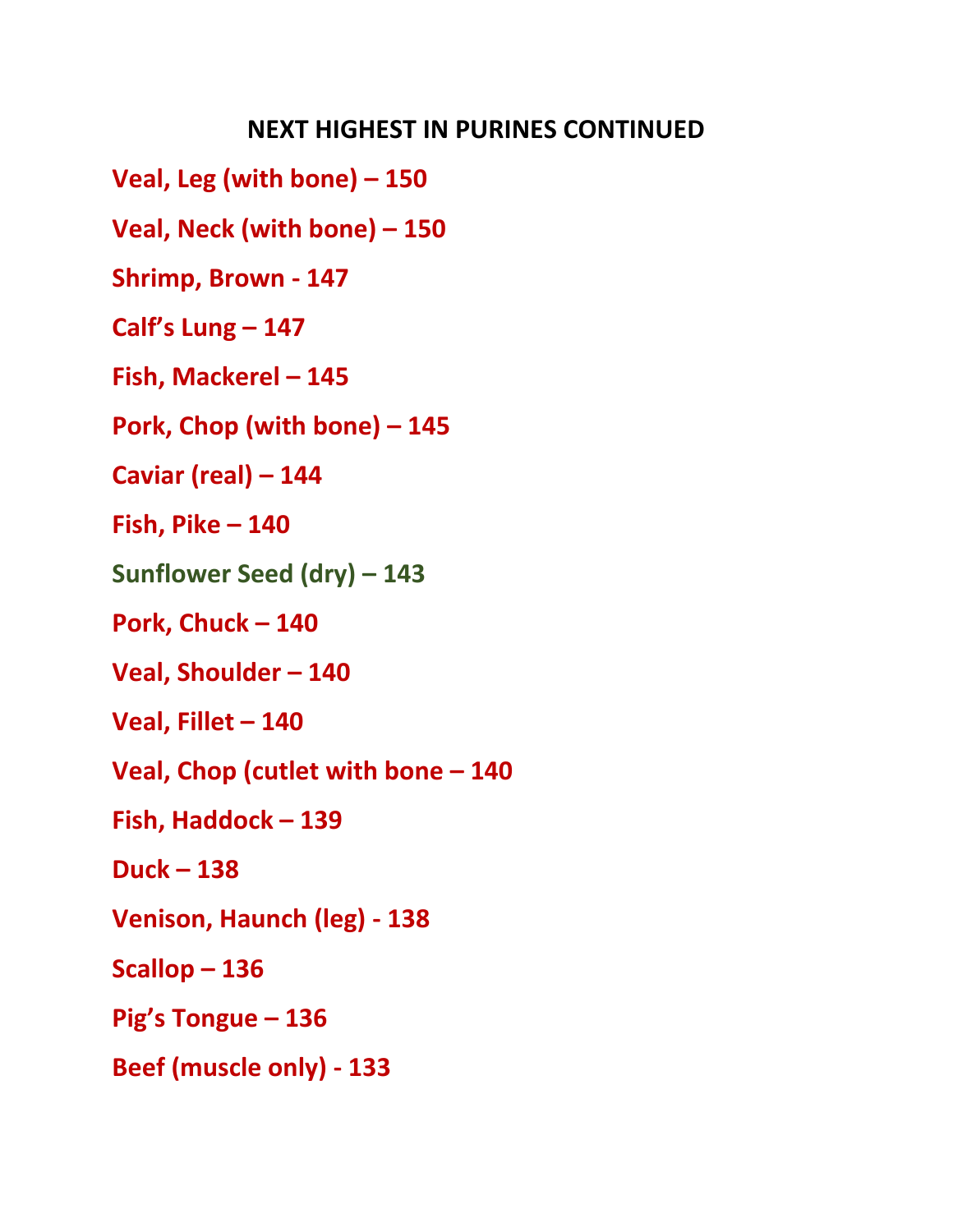## NEXT HIGHEST IN PURINES CONTINUED

**Veal, Leg (with bone) – 150**

**Veal, Neck (with bone) – 150**

**Shrimp, Brown - 147**

**Calf's Lung – 147**

**Fish, Mackerel – 145**

**Pork, Chop (with bone) – 145**

**Caviar (real) – 144**

**Fish, Pike – 140**

**Sunflower Seed (dry) – 143**

**Pork, Chuck – 140**

**Veal, Shoulder – 140**

**Veal, Fillet – 140**

**Veal, Chop (cutlet with bone – 140**

**Fish, Haddock – 139**

**Duck – 138**

**Venison, Haunch (leg) - 138**

**Scallop – 136**

**Pig's Tongue – 136**

**Beef (muscle only) - 133**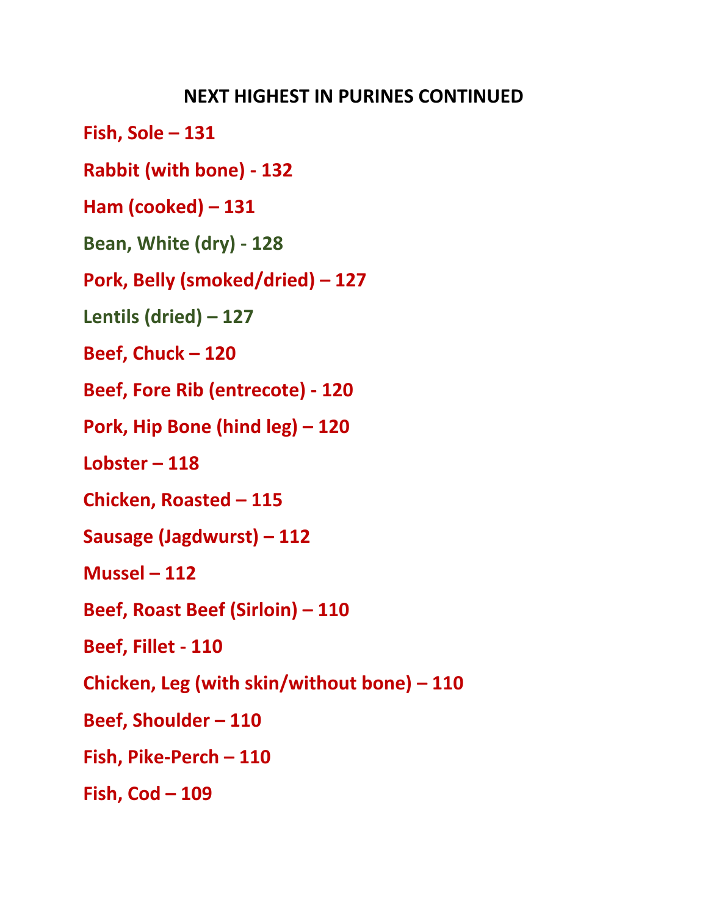## NEXT HIGHEST IN PURINES CONTINUED

**Fish, Sole – 131**

**Rabbit (with bone) - 132**

**Ham (cooked) – 131**

**Bean, White (dry) - 128**

**Pork, Belly (smoked/dried) – 127**

**Lentils (dried) – 127**

**Beef, Chuck – 120**

**Beef, Fore Rib (entrecote) - 120**

**Pork, Hip Bone (hind leg) – 120**

**Lobster – 118**

**Chicken, Roasted – 115**

**Sausage (Jagdwurst) – 112**

**Mussel – 112**

**Beef, Roast Beef (Sirloin) – 110**

**Beef, Fillet - 110**

**Chicken, Leg (with skin/without bone) – 110**

**Beef, Shoulder – 110**

**Fish, Pike-Perch – 110**

**Fish, Cod – 109**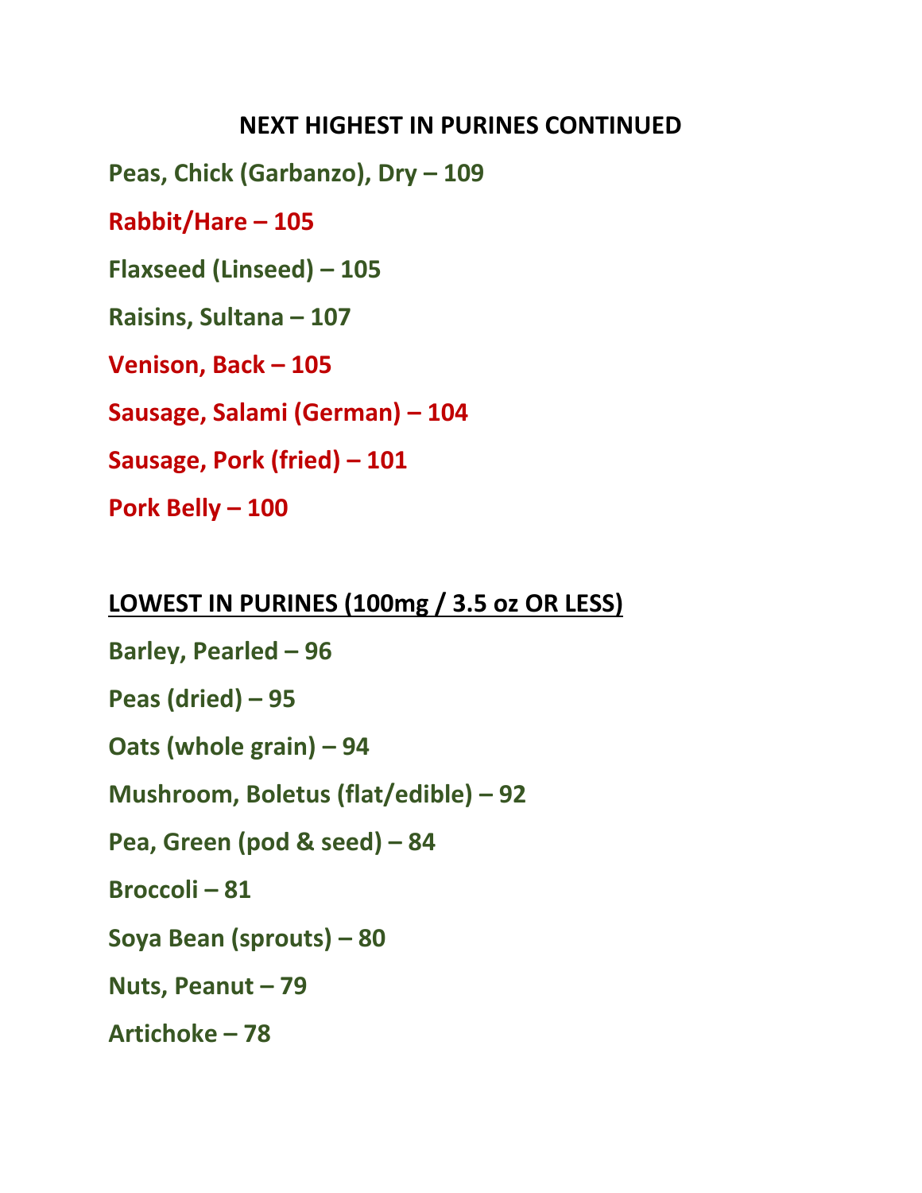### NEXT HIGHEST IN PURINES CONTINUED

**Peas, Chick (Garbanzo), Dry – 109**

**Rabbit/Hare – 105**

**Flaxseed (Linseed) – 105**

**Raisins, Sultana – 107**

**Venison, Back – 105**

**Sausage, Salami (German) – 104**

**Sausage, Pork (fried) – 101**

**Pork Belly – 100**

### LOWEST IN PURINES (100mg / 3.5 oz OR LESS)

**Barley, Pearled – 96**

**Peas (dried) – 95**

**Oats (whole grain) – 94**

**Mushroom, Boletus (flat/edible) – 92**

**Pea, Green (pod & seed) – 84**

**Broccoli – 81**

**Soya Bean (sprouts) – 80**

**Nuts, Peanut – 79**

**Artichoke – 78**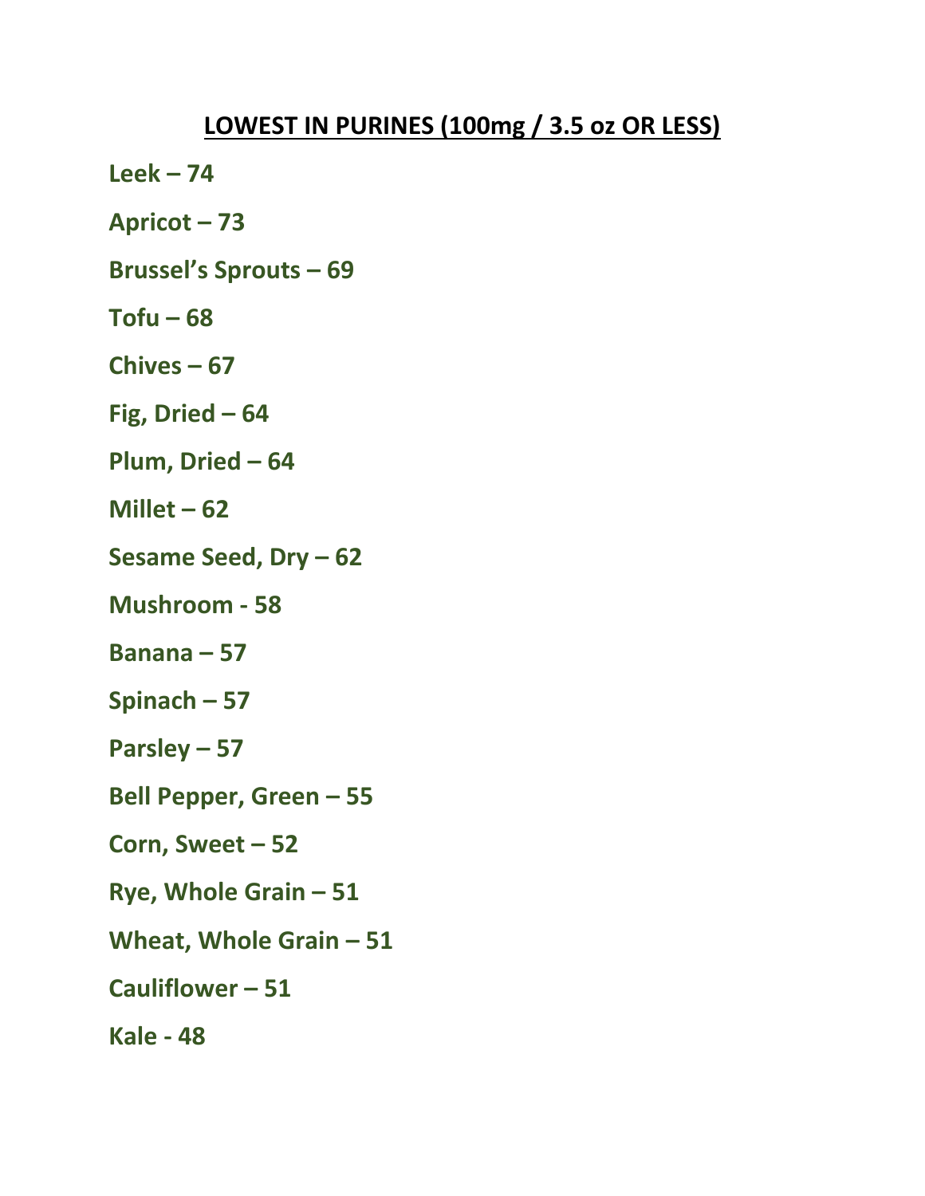## LOWEST IN PURINES (100mg / 3.5 oz OR LESS)

**Leek – 74**

**Apricot – 73**

**Brussel's Sprouts – 69**

**Tofu – 68**

**Chives – 67**

**Fig, Dried – 64**

**Plum, Dried – 64**

**Millet – 62**

**Sesame Seed, Dry – 62**

**Mushroom - 58**

**Banana – 57**

**Spinach – 57**

**Parsley – 57**

**Bell Pepper, Green – 55**

**Corn, Sweet – 52**

**Rye, Whole Grain – 51**

**Wheat, Whole Grain – 51**

**Cauliflower – 51**

**Kale - 48**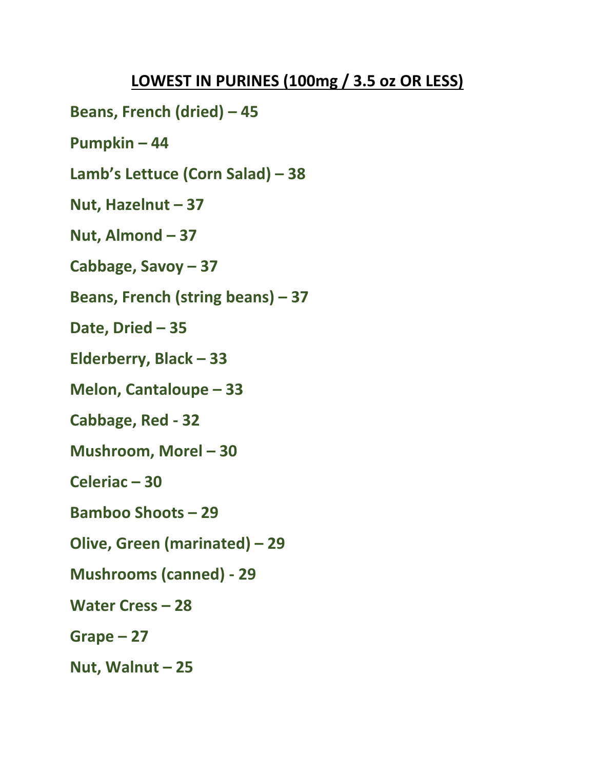## LOWEST IN PURINES (100mg / 3.5 oz OR LESS)

**Beans, French (dried) – 45**

**Pumpkin – 44**

**Lamb's Lettuce (Corn Salad) – 38**

**Nut, Hazelnut – 37**

**Nut, Almond – 37**

**Cabbage, Savoy – 37**

**Beans, French (string beans) – 37**

**Date, Dried – 35**

**Elderberry, Black – 33**

**Melon, Cantaloupe – 33**

**Cabbage, Red - 32**

**Mushroom, Morel – 30**

**Celeriac – 30**

**Bamboo Shoots – 29**

**Olive, Green (marinated) – 29**

**Mushrooms (canned) - 29**

**Water Cress – 28**

**Grape – 27**

**Nut, Walnut – 25**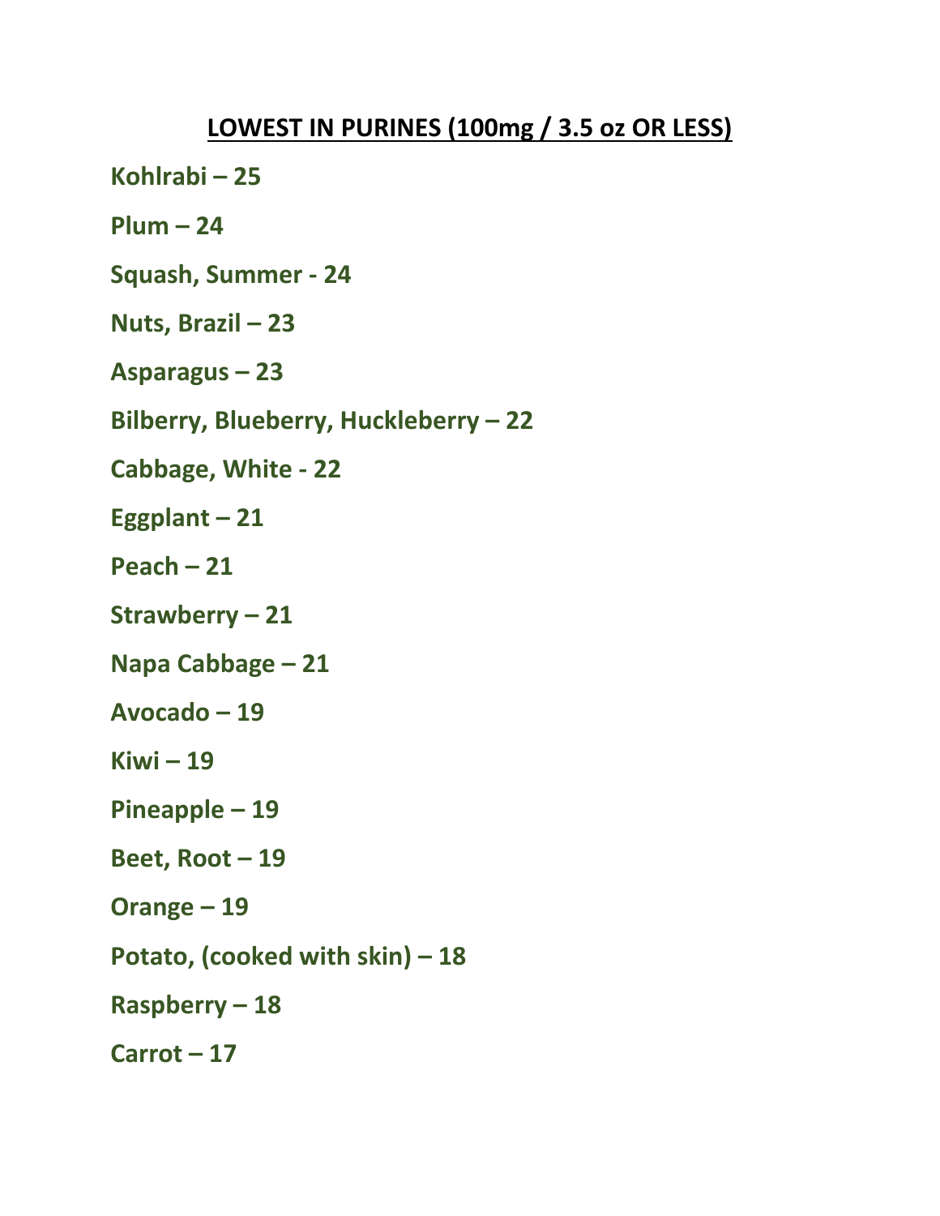## LOWEST IN PURINES (100mg / 3.5 oz OR LESS)

**Kohlrabi – 25**

**Plum – 24**

**Squash, Summer - 24**

**Nuts, Brazil – 23**

**Asparagus – 23**

**Bilberry, Blueberry, Huckleberry – 22**

**Cabbage, White - 22**

**Eggplant – 21**

**Peach – 21**

**Strawberry – 21**

**Napa Cabbage – 21**

**Avocado – 19**

**Kiwi – 19**

**Pineapple – 19**

**Beet, Root – 19**

**Orange – 19**

**Potato, (cooked with skin) – 18**

**Raspberry – 18**

**Carrot – 17**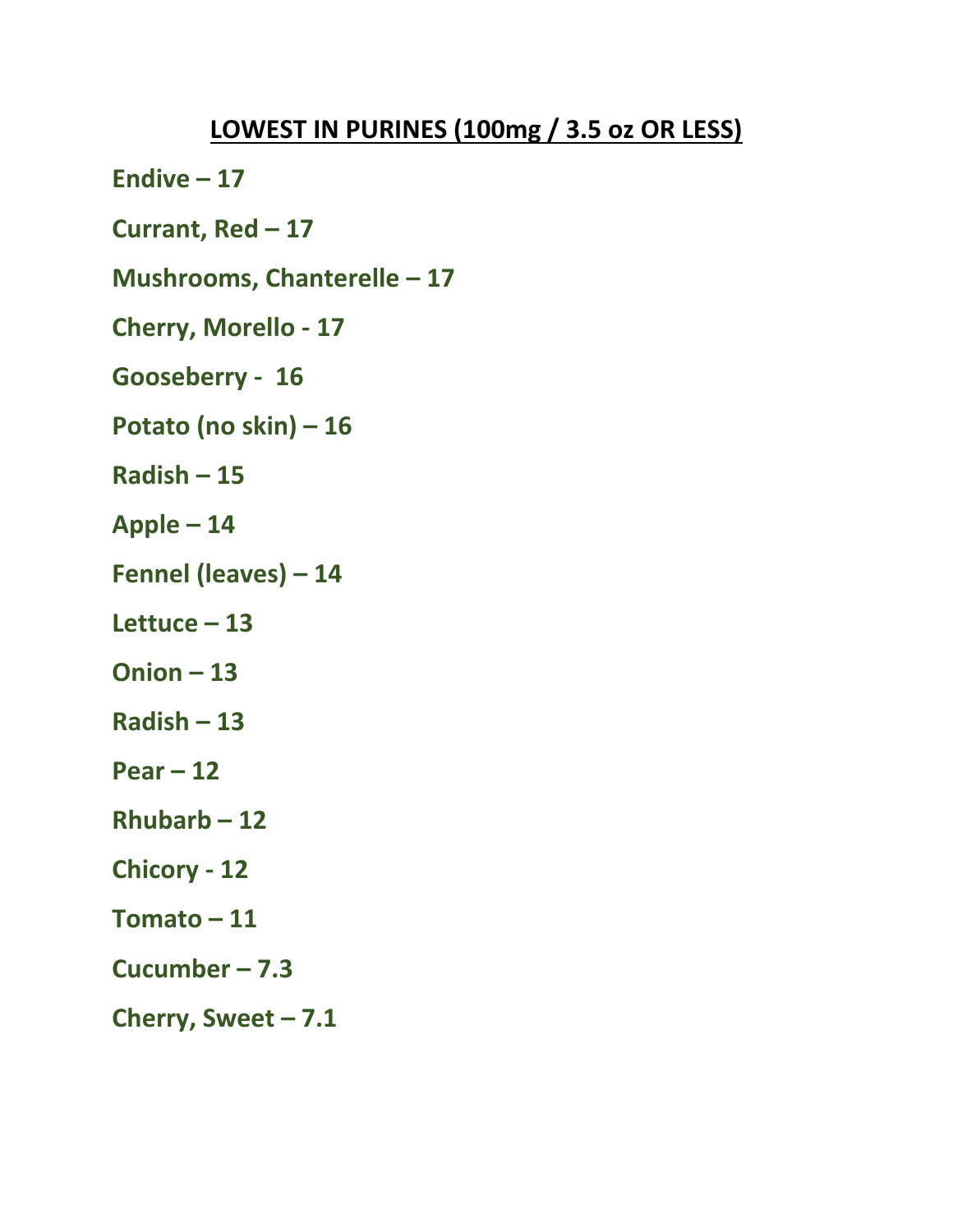## LOWEST IN PURINES (100mg / 3.5 oz OR LESS)

**Endive – 17**

**Currant, Red – 17**

**Mushrooms, Chanterelle – 17**

**Cherry, Morello - 17**

**Gooseberry - 16**

**Potato (no skin) – 16**

**Radish – 15**

**Apple – 14**

**Fennel (leaves) – 14**

**Lettuce – 13**

**Onion – 13**

**Radish – 13**

**Pear – 12**

**Rhubarb – 12**

**Chicory - 12**

**Tomato – 11**

**Cucumber – 7.3**

**Cherry, Sweet – 7.1**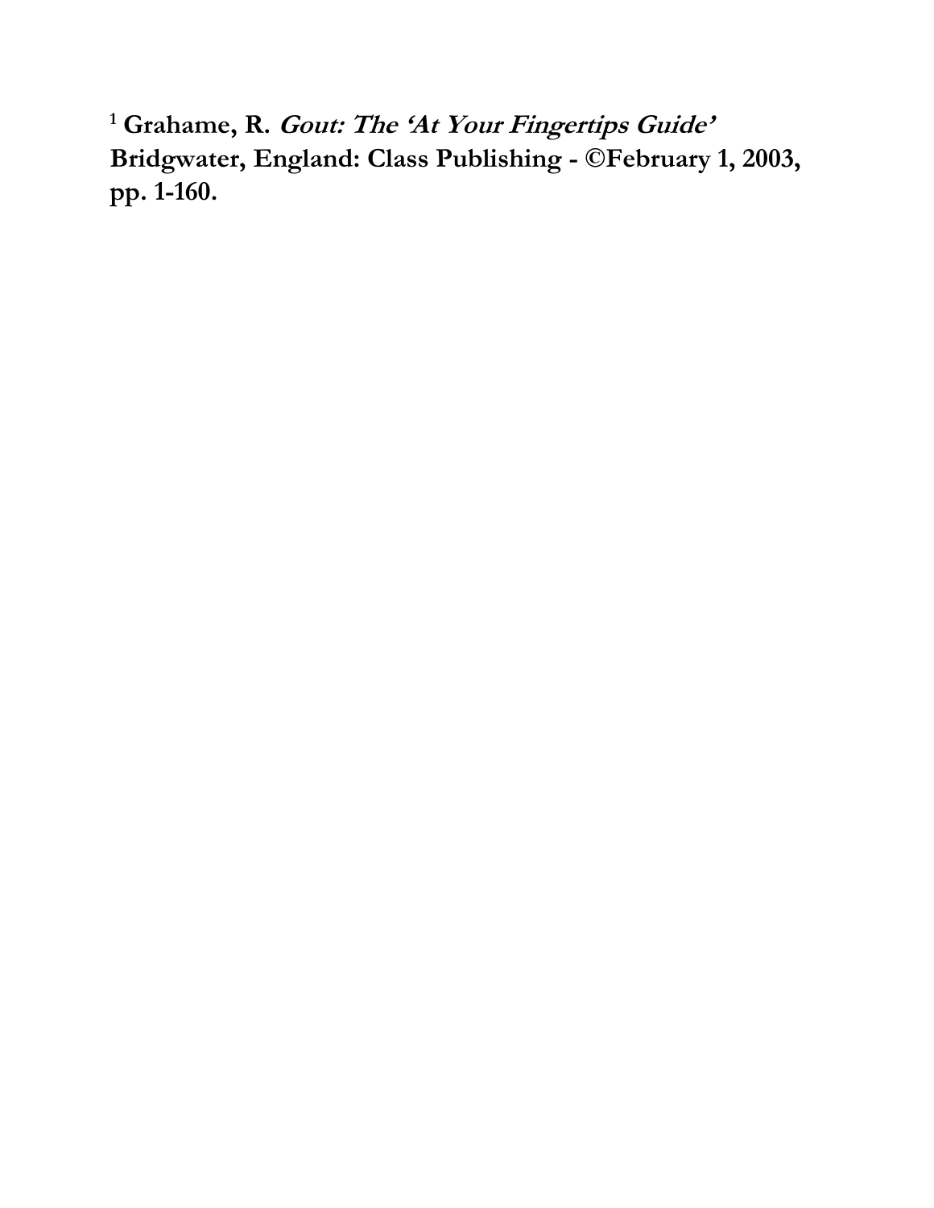**[1] Grahame, R. *Gout: The 'At Your Fingertips Guide'* Bridgwater, England: Class Publishing - ©February 1, 2003, pp. 1-160.**